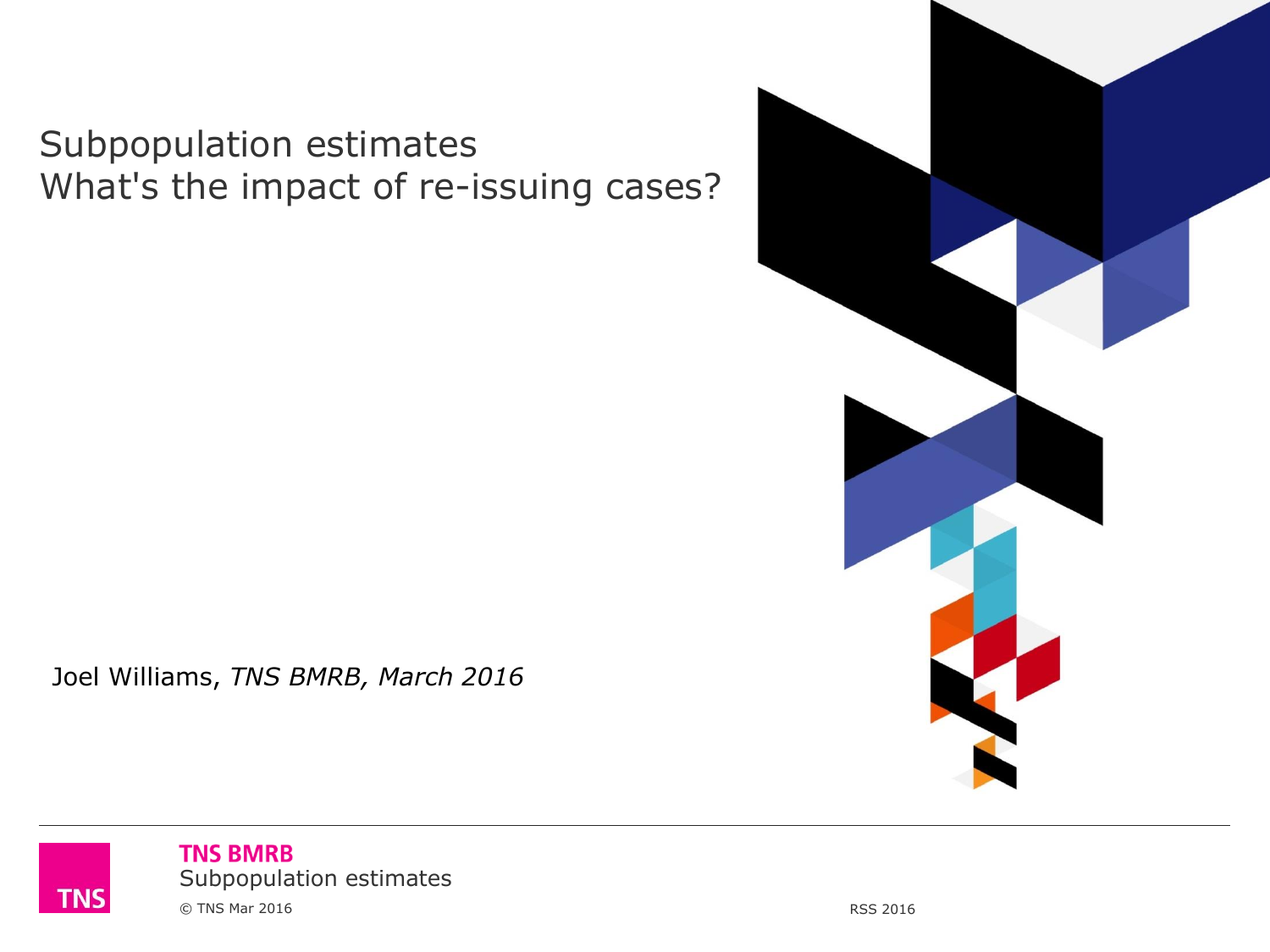# Subpopulation estimates
# What's the impact of re-issuing cases?

Joel Williams, *TNS BMRB, March 2016*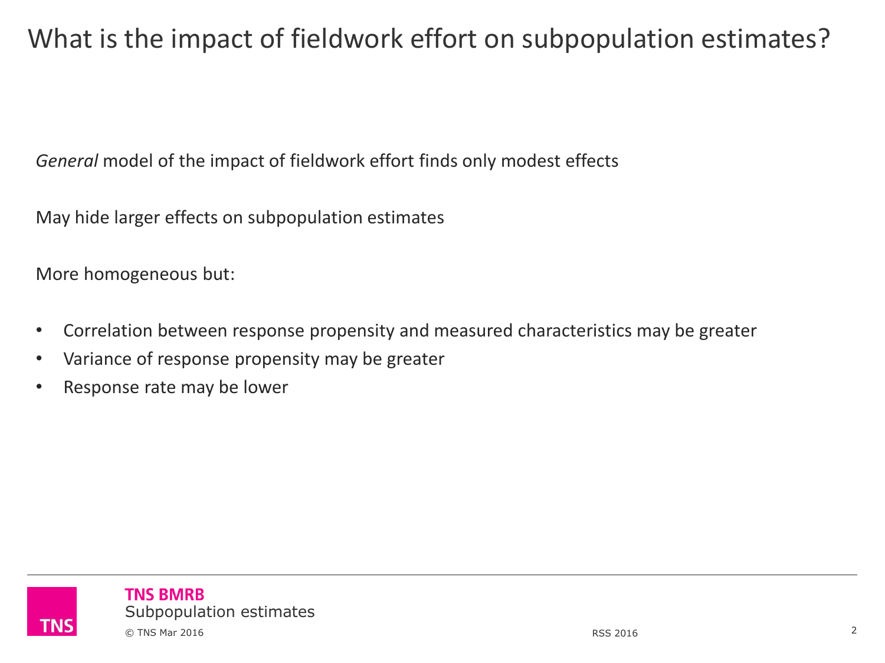# What is the impact of fieldwork effort on subpopulation estimates?

*General* model of the impact of fieldwork effort finds only modest effects

May hide larger effects on subpopulation estimates

More homogeneous but:

- Correlation between response propensity and measured characteristics may be greater
- Variance of response propensity may be greater
- Response rate may be lower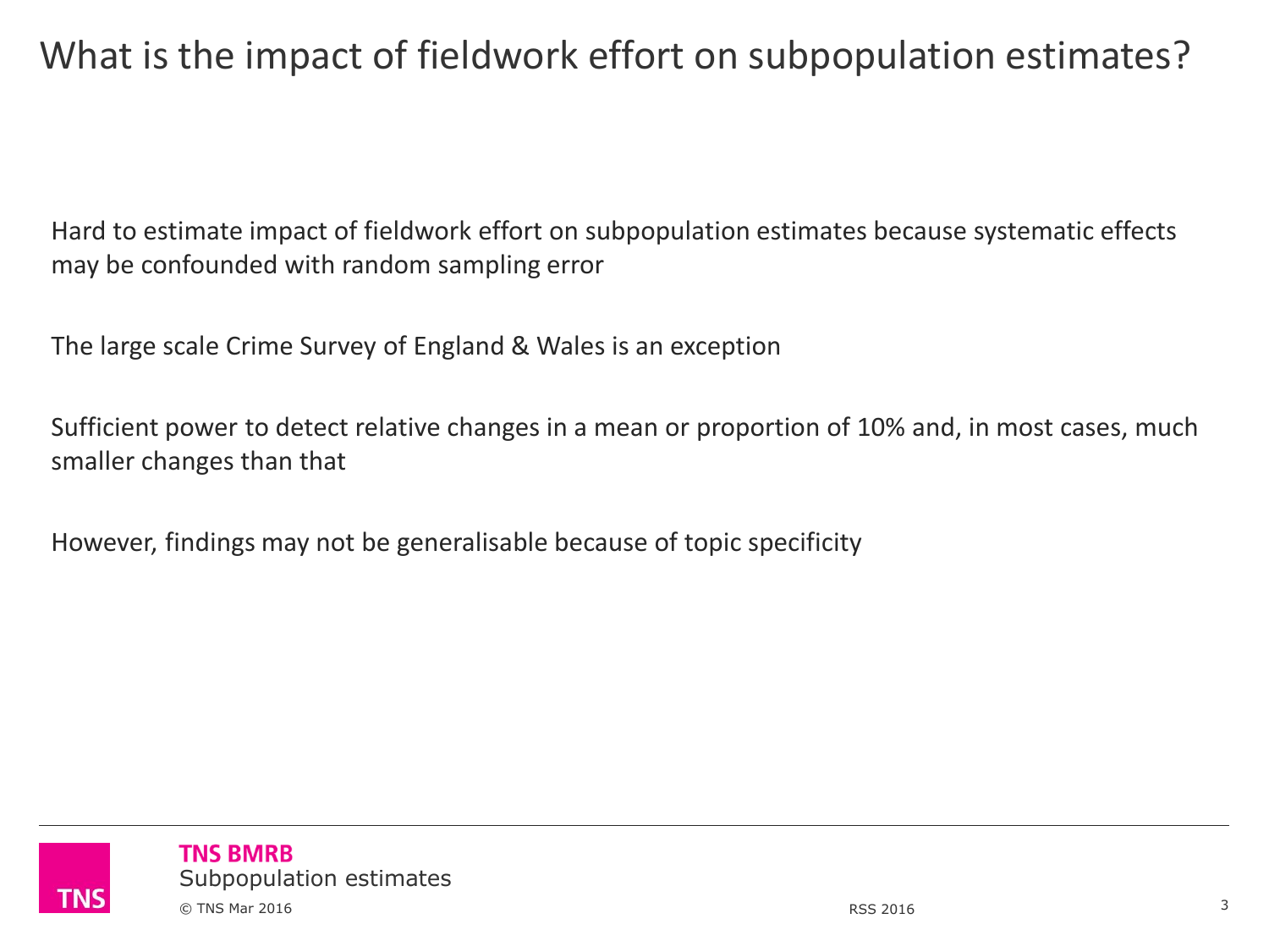# What is the impact of fieldwork effort on subpopulation estimates?

Hard to estimate impact of fieldwork effort on subpopulation estimates because systematic effects may be confounded with random sampling error

The large scale Crime Survey of England & Wales is an exception

Sufficient power to detect relative changes in a mean or proportion of 10% and, in most cases, much smaller changes than that

However, findings may not be generalisable because of topic specificity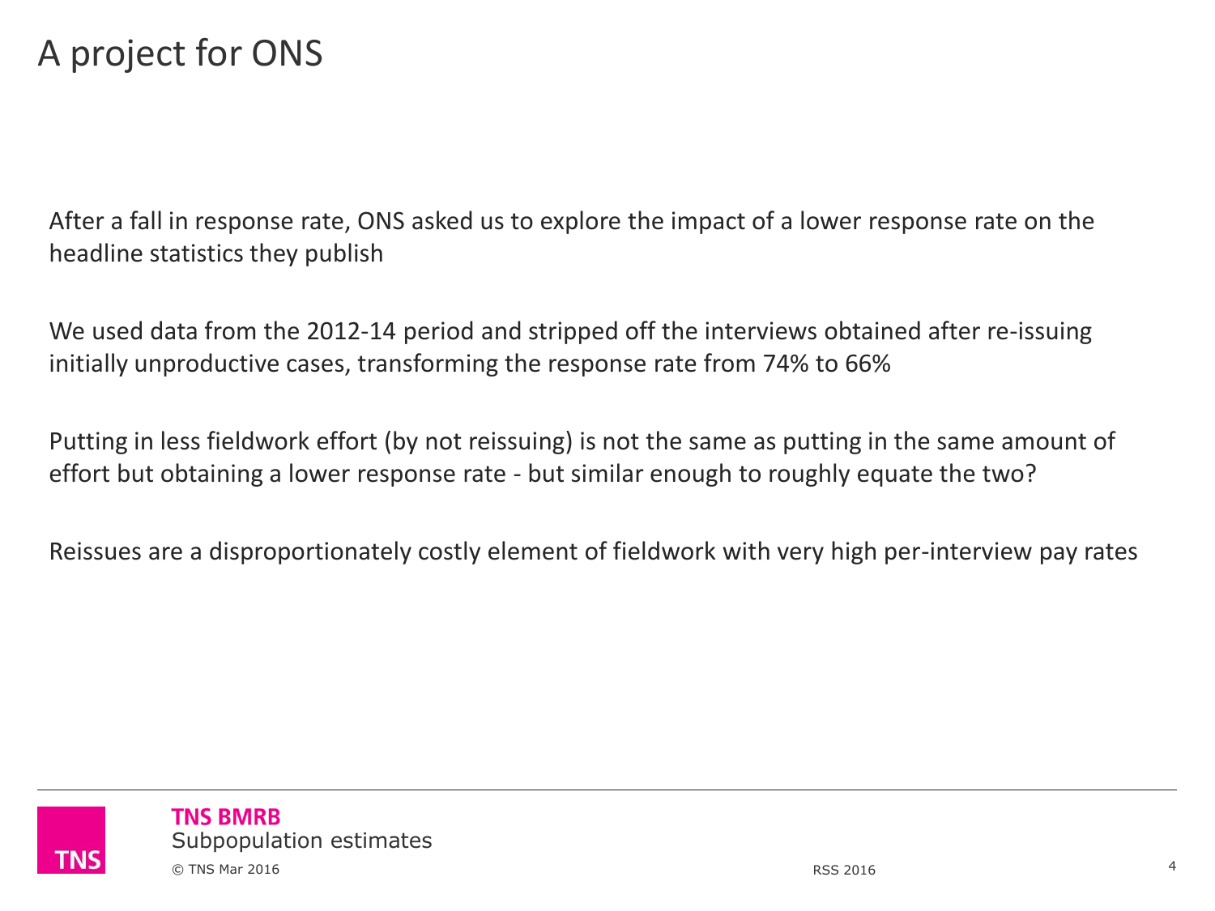# A project for ONS

After a fall in response rate, ONS asked us to explore the impact of a lower response rate on the headline statistics they publish

We used data from the 2012-14 period and stripped off the interviews obtained after re-issuing initially unproductive cases, transforming the response rate from 74% to 66%

Putting in less fieldwork effort (by not reissuing) is not the same as putting in the same amount of effort but obtaining a lower response rate - but similar enough to roughly equate the two?

Reissues are a disproportionately costly element of fieldwork with very high per-interview pay rates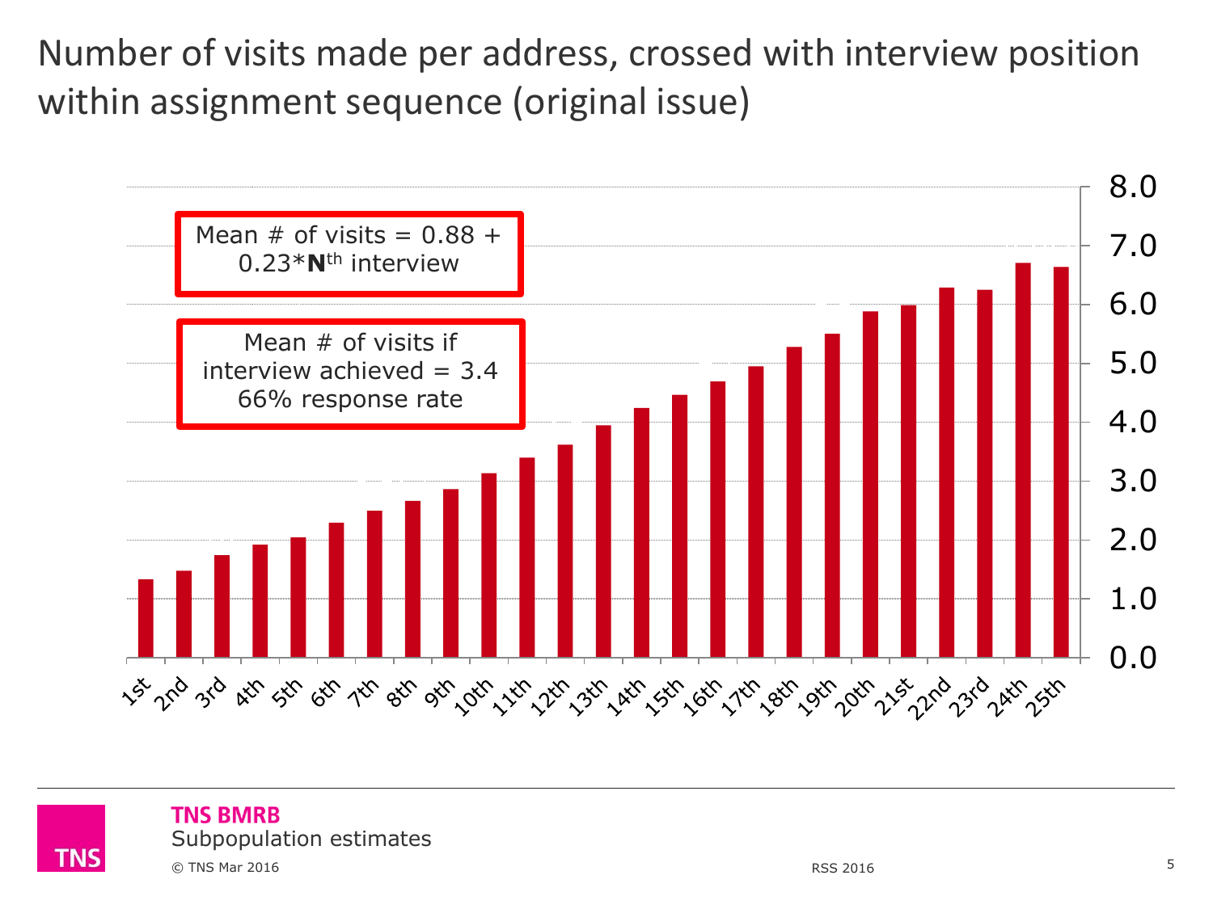# Number of visits made per address, crossed with interview position within assignment sequence (original issue)

Mean # of visits = 0.88 + 0.23\***N**th interview

Mean # of visits if interview achieved = 3.4
66% response rate

8.0
7.0
6.0
5.0
4.0
3.0
2.0
1.0
0.0

1st 2nd 3rd 4th 5th 6th 7th 8th 9th 10th 11th 12th 13th 14th 15th 16th 17th 18th 19th 20th 21st 22nd 23rd 24th 25th

**TNS BMRB**
Subpopulation estimates

© TNS Mar 2016

RSS 2016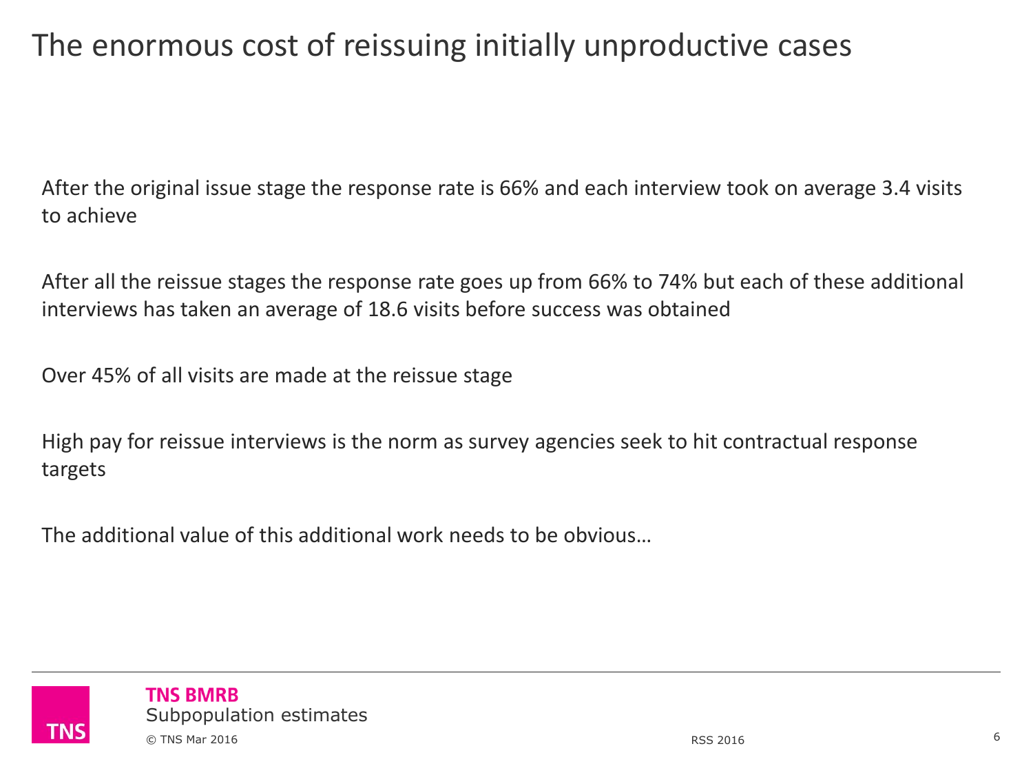# The enormous cost of reissuing initially unproductive cases

After the original issue stage the response rate is 66% and each interview took on average 3.4 visits to achieve

After all the reissue stages the response rate goes up from 66% to 74% but each of these additional interviews has taken an average of 18.6 visits before success was obtained

Over 45% of all visits are made at the reissue stage

High pay for reissue interviews is the norm as survey agencies seek to hit contractual response targets

The additional value of this additional work needs to be obvious…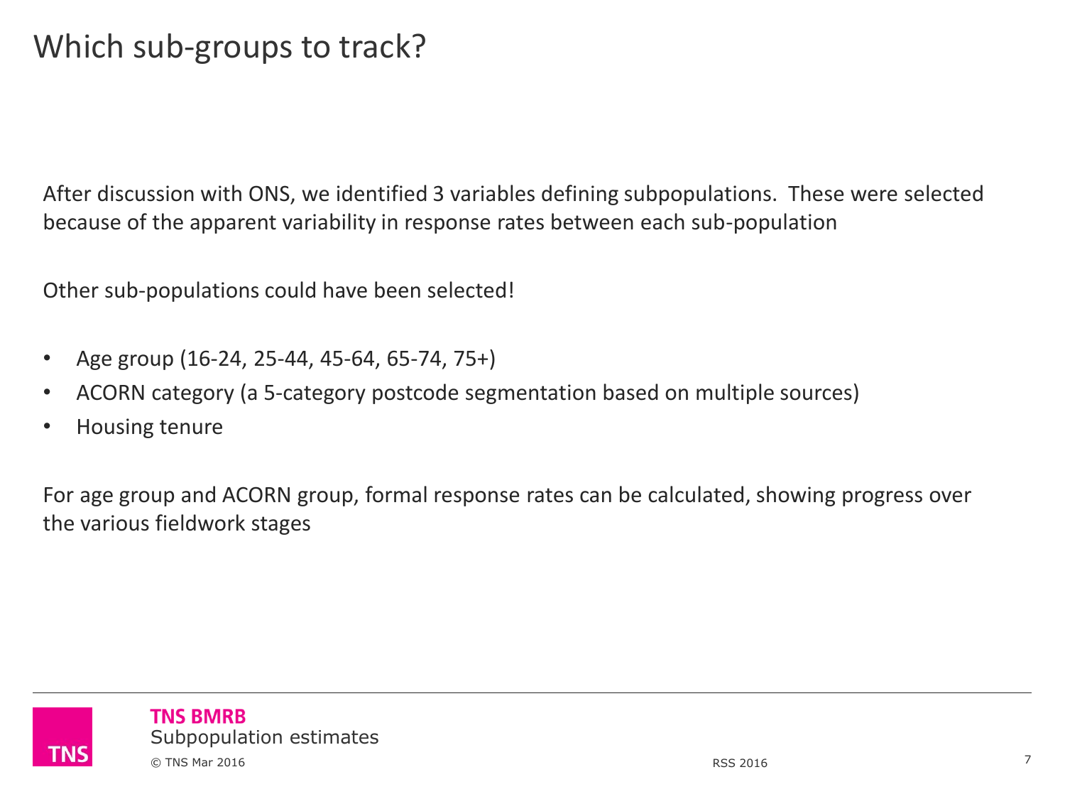# Which sub-groups to track?

After discussion with ONS, we identified 3 variables defining subpopulations. These were selected because of the apparent variability in response rates between each sub-population

Other sub-populations could have been selected!

- Age group (16-24, 25-44, 45-64, 65-74, 75+)
- ACORN category (a 5-category postcode segmentation based on multiple sources)
- Housing tenure

For age group and ACORN group, formal response rates can be calculated, showing progress over the various fieldwork stages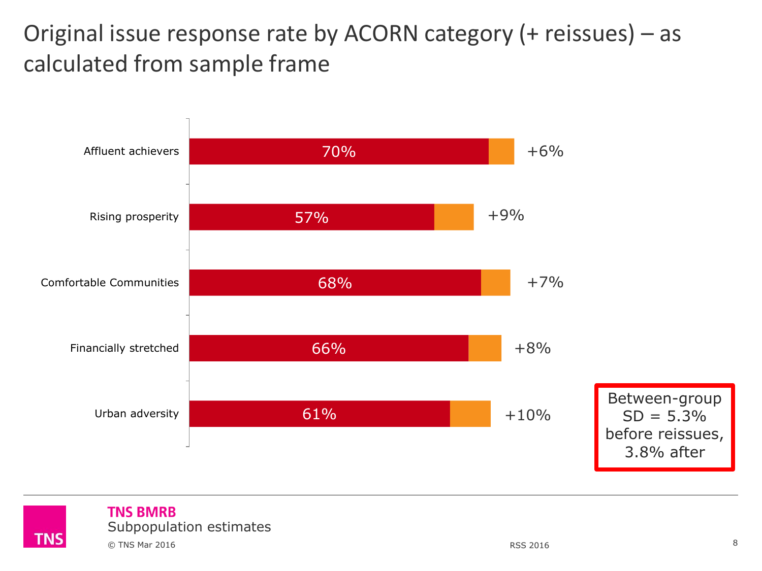# Original issue response rate by ACORN category (+ reissues) – as calculated from sample frame

| ACORN category | Original issue response rate | Reissues |
| --- | --- | --- |
| Affluent achievers | 70% | +6% |
| Rising prosperity | 57% | +9% |
| Comfortable Communities | 68% | +7% |
| Financially stretched | 66% | +8% |
| Urban adversity | 61% | +10% |

Between-group SD = 5.3% before reissues, 3.8% after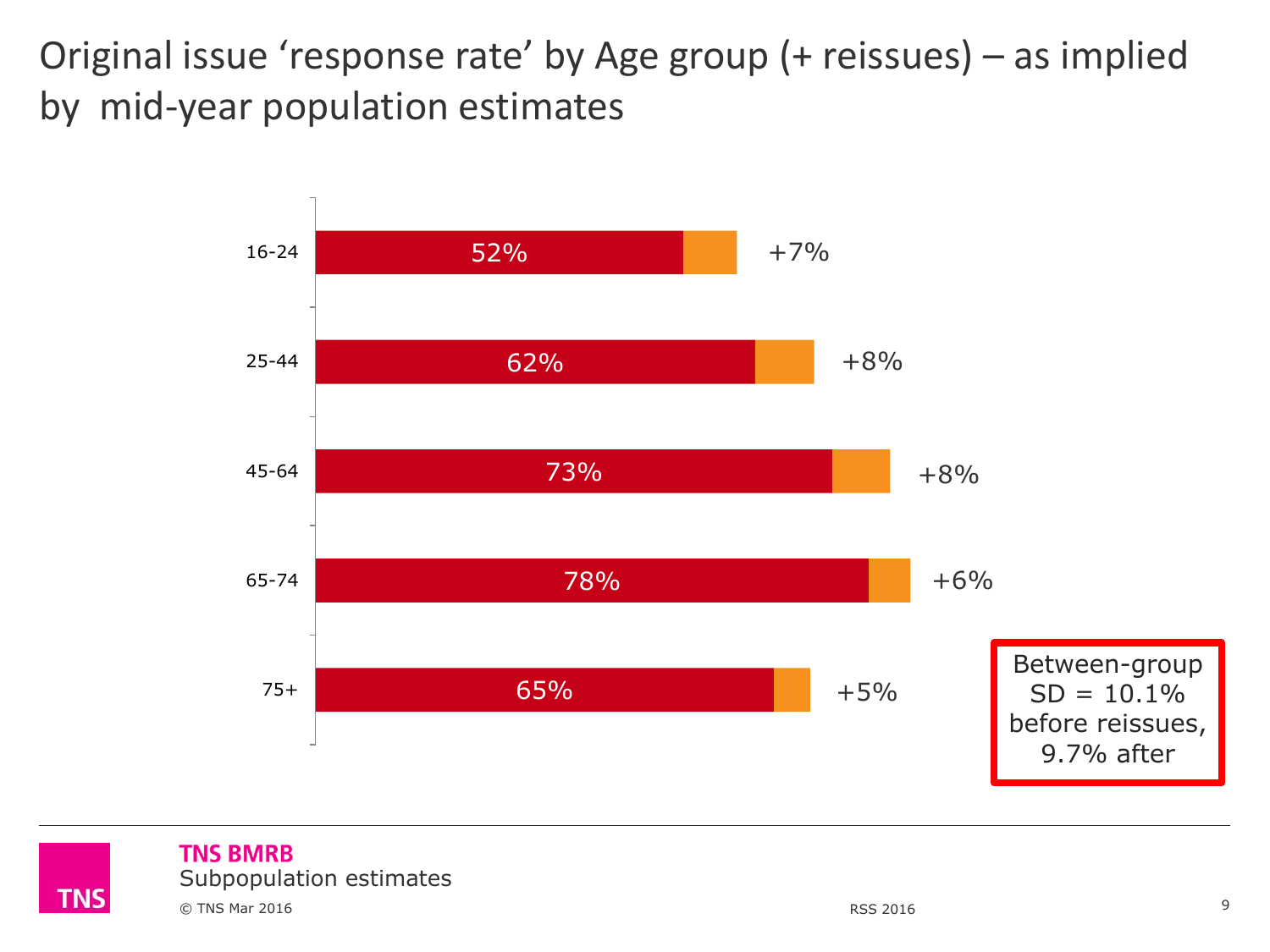# Original issue 'response rate' by Age group (+ reissues) – as implied by mid-year population estimates

| Age group | Original issue | Reissues |
|---|---|---|
| 16-24 | 52% | +7% |
| 25-44 | 62% | +8% |
| 45-64 | 73% | +8% |
| 65-74 | 78% | +6% |
| 75+ | 65% | +5% |

Between-group SD = 10.1% before reissues, 9.7% after

TNS BMRB
Subpopulation estimates
© TNS Mar 2016

RSS 2016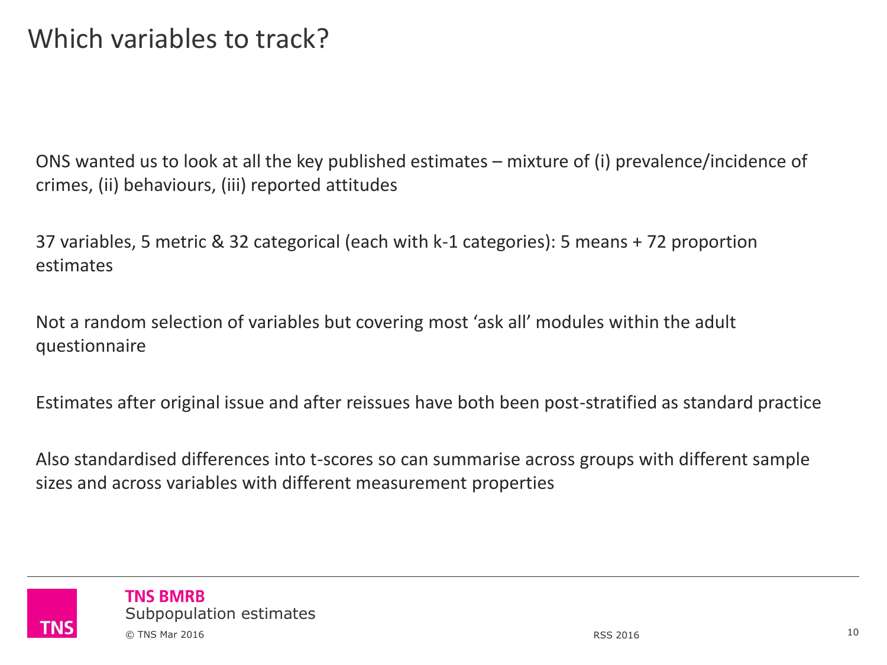# Which variables to track?

ONS wanted us to look at all the key published estimates – mixture of (i) prevalence/incidence of crimes, (ii) behaviours, (iii) reported attitudes

37 variables, 5 metric & 32 categorical (each with k-1 categories): 5 means + 72 proportion estimates

Not a random selection of variables but covering most 'ask all' modules within the adult questionnaire

Estimates after original issue and after reissues have both been post-stratified as standard practice

Also standardised differences into t-scores so can summarise across groups with different sample sizes and across variables with different measurement properties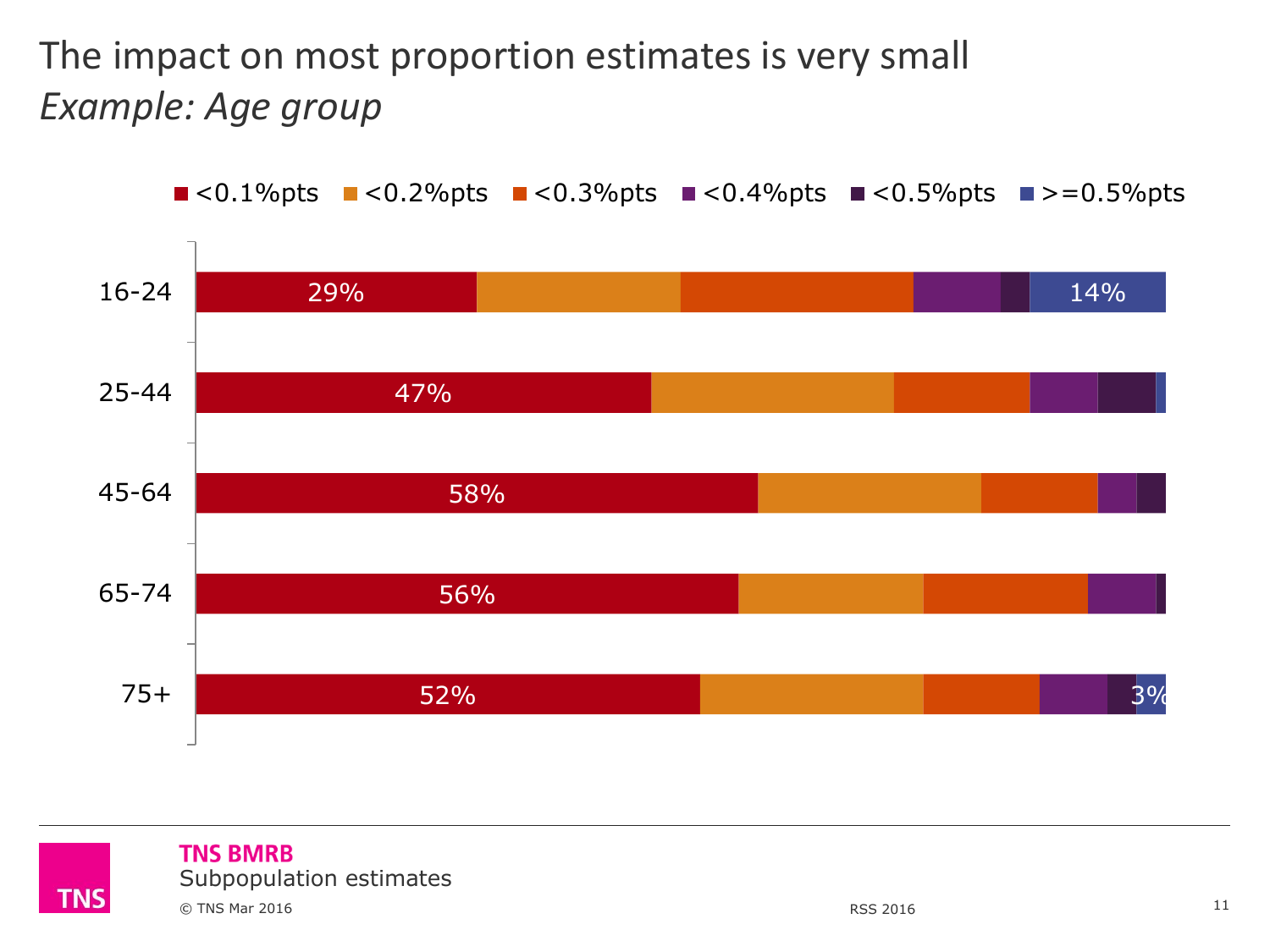# The impact on most proportion estimates is very small

*Example: Age group*

■ <0.1%pts ■ <0.2%pts ■ <0.3%pts ■ <0.4%pts ■ <0.5%pts ■ >=0.5%pts

| Age group | <0.1%pts | >=0.5%pts |
|---|---|---|
| 16-24 | 29% | 14% |
| 25-44 | 47% | |
| 45-64 | 58% | |
| 65-74 | 56% | |
| 75+ | 52% | 3% |

**TNS BMRB**
Subpopulation estimates

© TNS Mar 2016

RSS 2016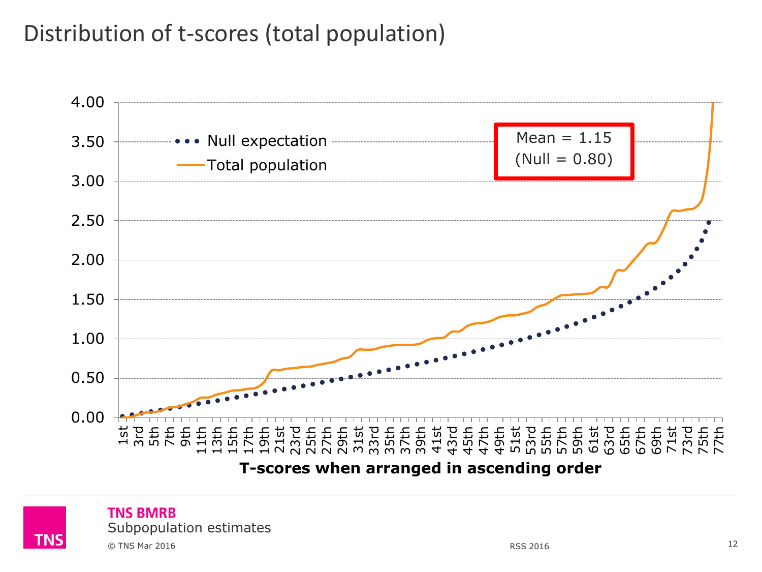# Distribution of t-scores (total population)

4.00
3.50
3.00
2.50
2.00
1.50
1.00
0.50
0.00

Null expectation

Total population

Mean = 1.15
(Null = 0.80)

1st 3rd 5th 7th 9th 11th 13th 15th 17th 19th 21st 23rd 25th 27th 29th 31st 33rd 35th 37th 39th 41st 43rd 45th 47th 49th 51st 53rd 55th 57th 59th 61st 63rd 65th 67th 69th 71st 73rd 75th 77th

**T-scores when arranged in ascending order**

**TNS BMRB**
Subpopulation estimates

© TNS Mar 2016

RSS 2016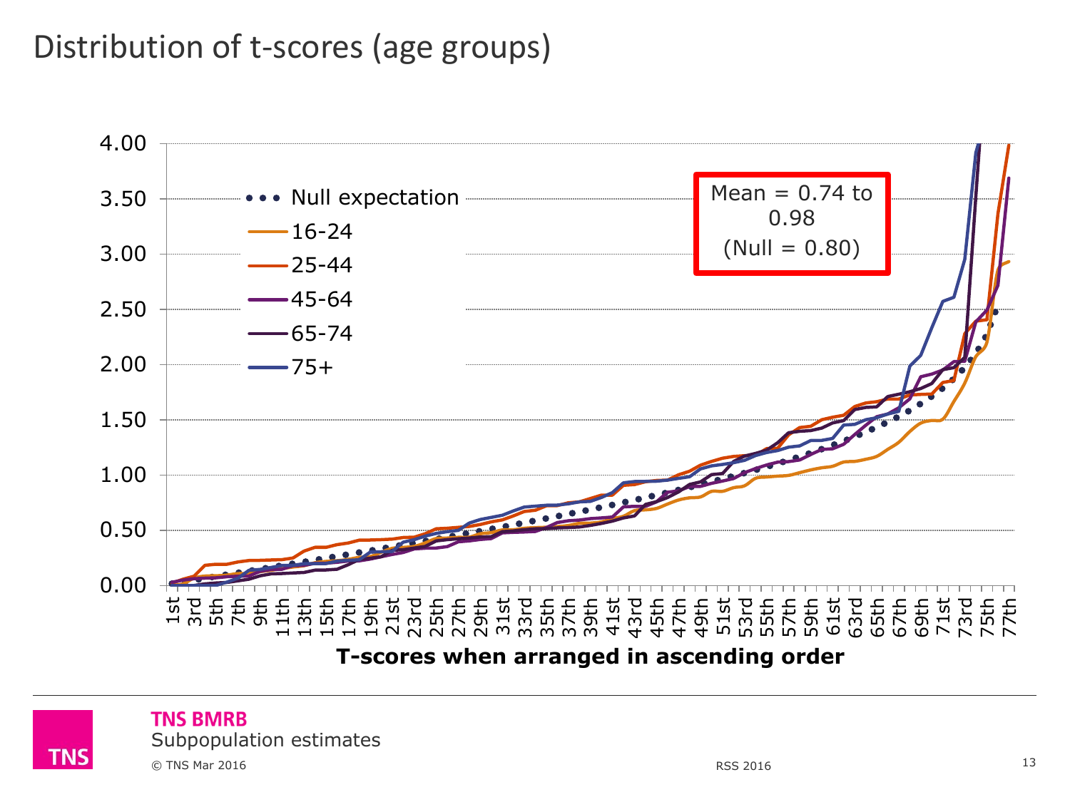# Distribution of t-scores (age groups)

Mean = 0.74 to 0.98
(Null = 0.80)

Legend: Null expectation; 16-24; 25-44; 45-64; 65-74; 75+

Y-axis: 0.00, 0.50, 1.00, 1.50, 2.00, 2.50, 3.00, 3.50, 4.00

X-axis: 1st, 3rd, 5th, 7th, 9th, 11th, 13th, 15th, 17th, 19th, 21st, 23rd, 25th, 27th, 29th, 31st, 33rd, 35th, 37th, 39th, 41st, 43rd, 45th, 47th, 49th, 51st, 53rd, 55th, 57th, 59th, 61st, 63rd, 65th, 67th, 69th, 71st, 73rd, 75th, 77th

**T-scores when arranged in ascending order**

**TNS BMRB**
Subpopulation estimates

© TNS Mar 2016

RSS 2016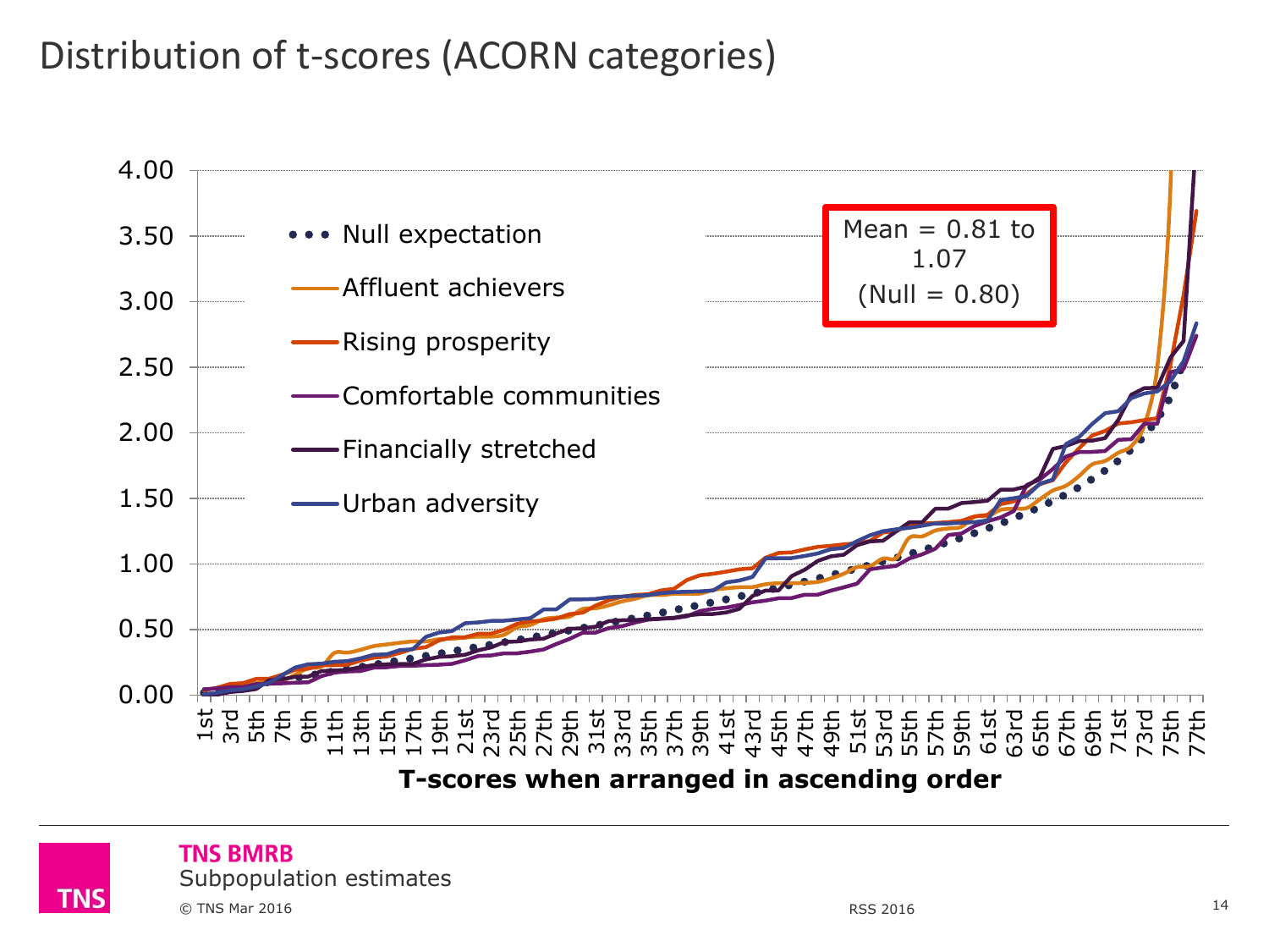# Distribution of t-scores (ACORN categories)

Mean = 0.81 to 1.07
(Null = 0.80)

- Null expectation
- Affluent achievers
- Rising prosperity
- Comfortable communities
- Financially stretched
- Urban adversity

**T-scores when arranged in ascending order**

Subpopulation estimates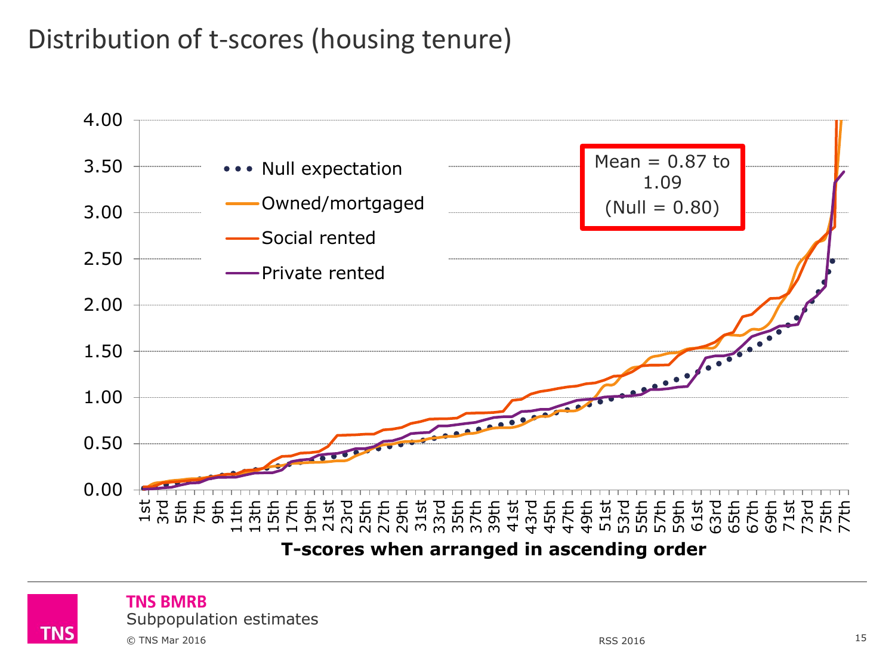# Distribution of t-scores (housing tenure)

Mean = 0.87 to 1.09
(Null = 0.80)

- Null expectation
- Owned/mortgaged
- Social rented
- Private rented

T-scores when arranged in ascending order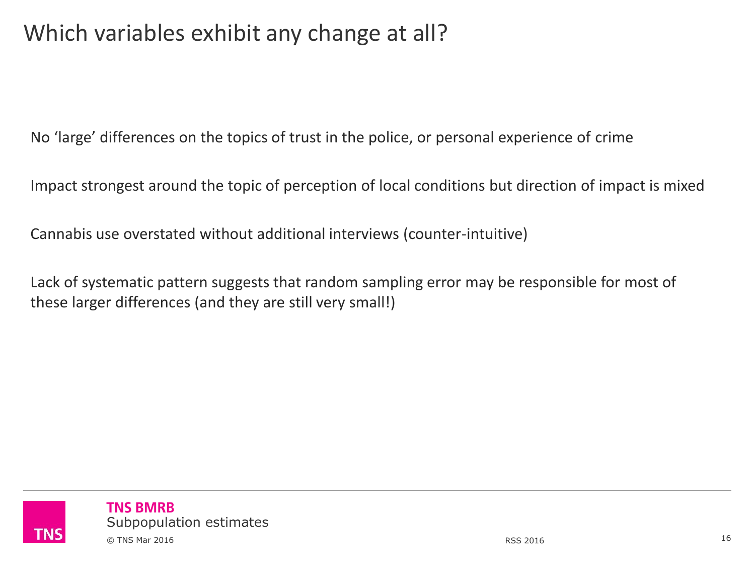# Which variables exhibit any change at all?

No 'large' differences on the topics of trust in the police, or personal experience of crime

Impact strongest around the topic of perception of local conditions but direction of impact is mixed

Cannabis use overstated without additional interviews (counter-intuitive)

Lack of systematic pattern suggests that random sampling error may be responsible for most of these larger differences (and they are still very small!)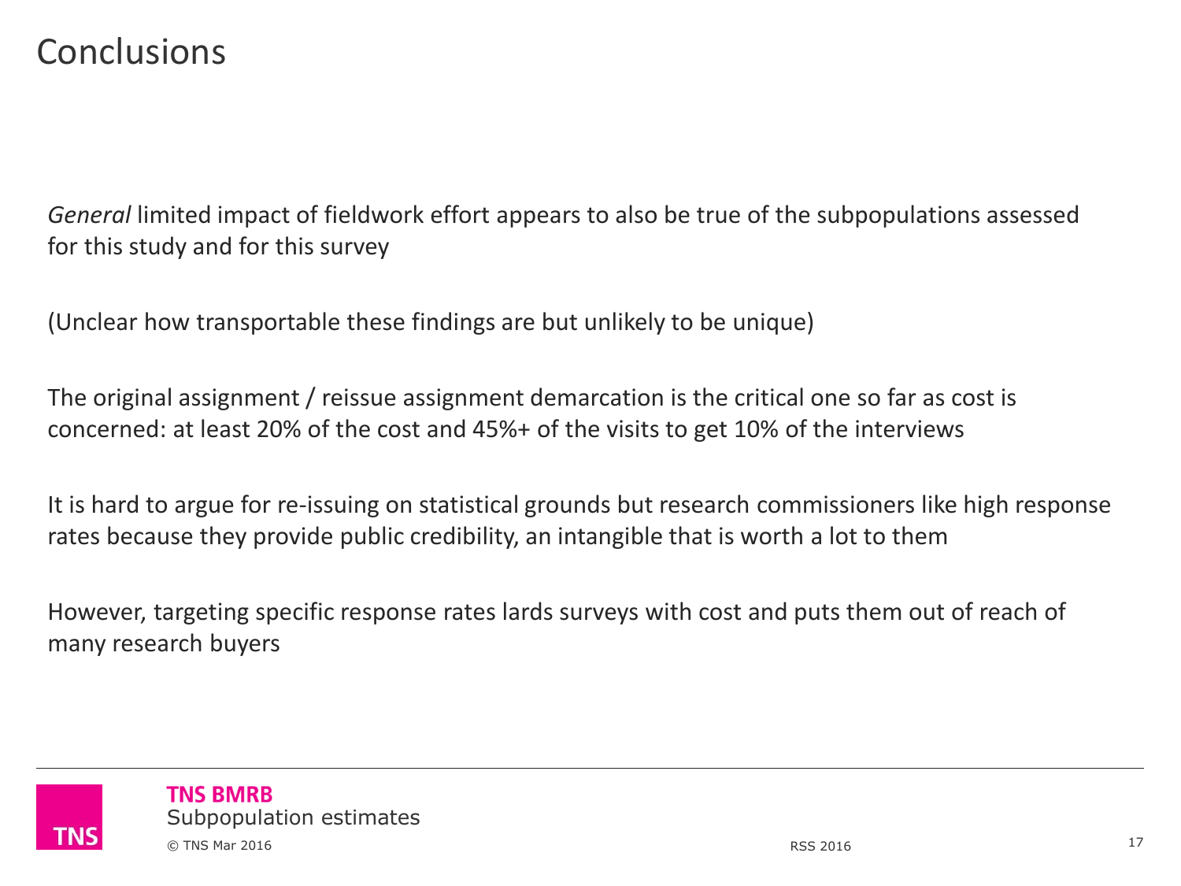# Conclusions

*General* limited impact of fieldwork effort appears to also be true of the subpopulations assessed for this study and for this survey

(Unclear how transportable these findings are but unlikely to be unique)

The original assignment / reissue assignment demarcation is the critical one so far as cost is concerned: at least 20% of the cost and 45%+ of the visits to get 10% of the interviews

It is hard to argue for re-issuing on statistical grounds but research commissioners like high response rates because they provide public credibility, an intangible that is worth a lot to them

However, targeting specific response rates lards surveys with cost and puts them out of reach of many research buyers